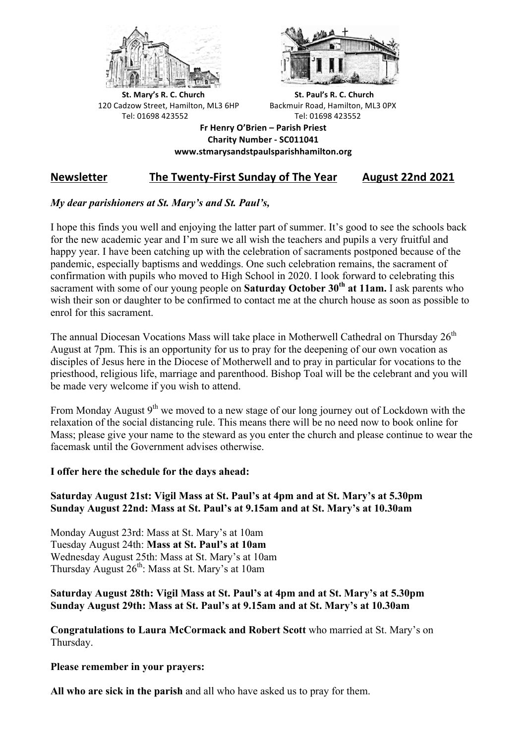**St. Mary's R. C. Church**
120 Cadzow Street, Hamilton, ML3 6HP
Tel: 01698 423552

**St. Paul's R. C. Church**
Backmuir Road, Hamilton, ML3 0PX
Tel: 01698 423552

**Fr Henry O'Brien – Parish Priest**
**Charity Number - SC011041**
**www.stmarysandstpaulsparishhamilton.org**

## Newsletter — The Twenty-First Sunday of The Year — August 22nd 2021

***My dear parishioners at St. Mary's and St. Paul's,***

I hope this finds you well and enjoying the latter part of summer. It's good to see the schools back for the new academic year and I'm sure we all wish the teachers and pupils a very fruitful and happy year. I have been catching up with the celebration of sacraments postponed because of the pandemic, especially baptisms and weddings. One such celebration remains, the sacrament of confirmation with pupils who moved to High School in 2020. I look forward to celebrating this sacrament with some of our young people on **Saturday October 30th at 11am.** I ask parents who wish their son or daughter to be confirmed to contact me at the church house as soon as possible to enrol for this sacrament.

The annual Diocesan Vocations Mass will take place in Motherwell Cathedral on Thursday 26th August at 7pm. This is an opportunity for us to pray for the deepening of our own vocation as disciples of Jesus here in the Diocese of Motherwell and to pray in particular for vocations to the priesthood, religious life, marriage and parenthood. Bishop Toal will be the celebrant and you will be made very welcome if you wish to attend.

From Monday August 9th we moved to a new stage of our long journey out of Lockdown with the relaxation of the social distancing rule. This means there will be no need now to book online for Mass; please give your name to the steward as you enter the church and please continue to wear the facemask until the Government advises otherwise.

**I offer here the schedule for the days ahead:**

**Saturday August 21st: Vigil Mass at St. Paul's at 4pm and at St. Mary's at 5.30pm**
**Sunday August 22nd: Mass at St. Paul's at 9.15am and at St. Mary's at 10.30am**

Monday August 23rd: Mass at St. Mary's at 10am
Tuesday August 24th: **Mass at St. Paul's at 10am**
Wednesday August 25th: Mass at St. Mary's at 10am
Thursday August 26th: Mass at St. Mary's at 10am

**Saturday August 28th: Vigil Mass at St. Paul's at 4pm and at St. Mary's at 5.30pm**
**Sunday August 29th: Mass at St. Paul's at 9.15am and at St. Mary's at 10.30am**

**Congratulations to Laura McCormack and Robert Scott** who married at St. Mary's on Thursday.

**Please remember in your prayers:**

**All who are sick in the parish** and all who have asked us to pray for them.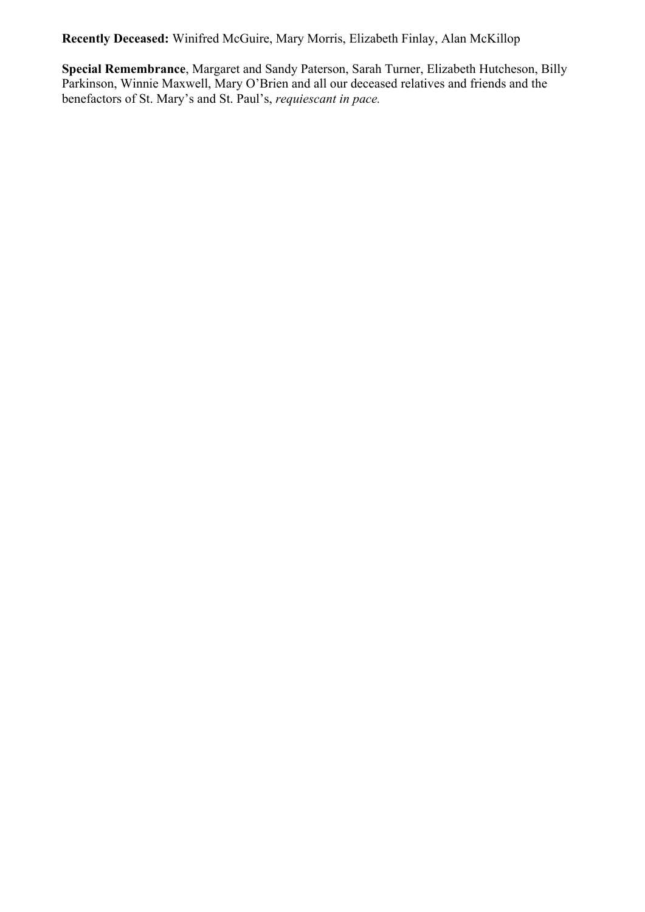**Recently Deceased:** Winifred McGuire, Mary Morris, Elizabeth Finlay, Alan McKillop

**Special Remembrance**, Margaret and Sandy Paterson, Sarah Turner, Elizabeth Hutcheson, Billy Parkinson, Winnie Maxwell, Mary O'Brien and all our deceased relatives and friends and the benefactors of St. Mary's and St. Paul's, *requiescant in pace.*